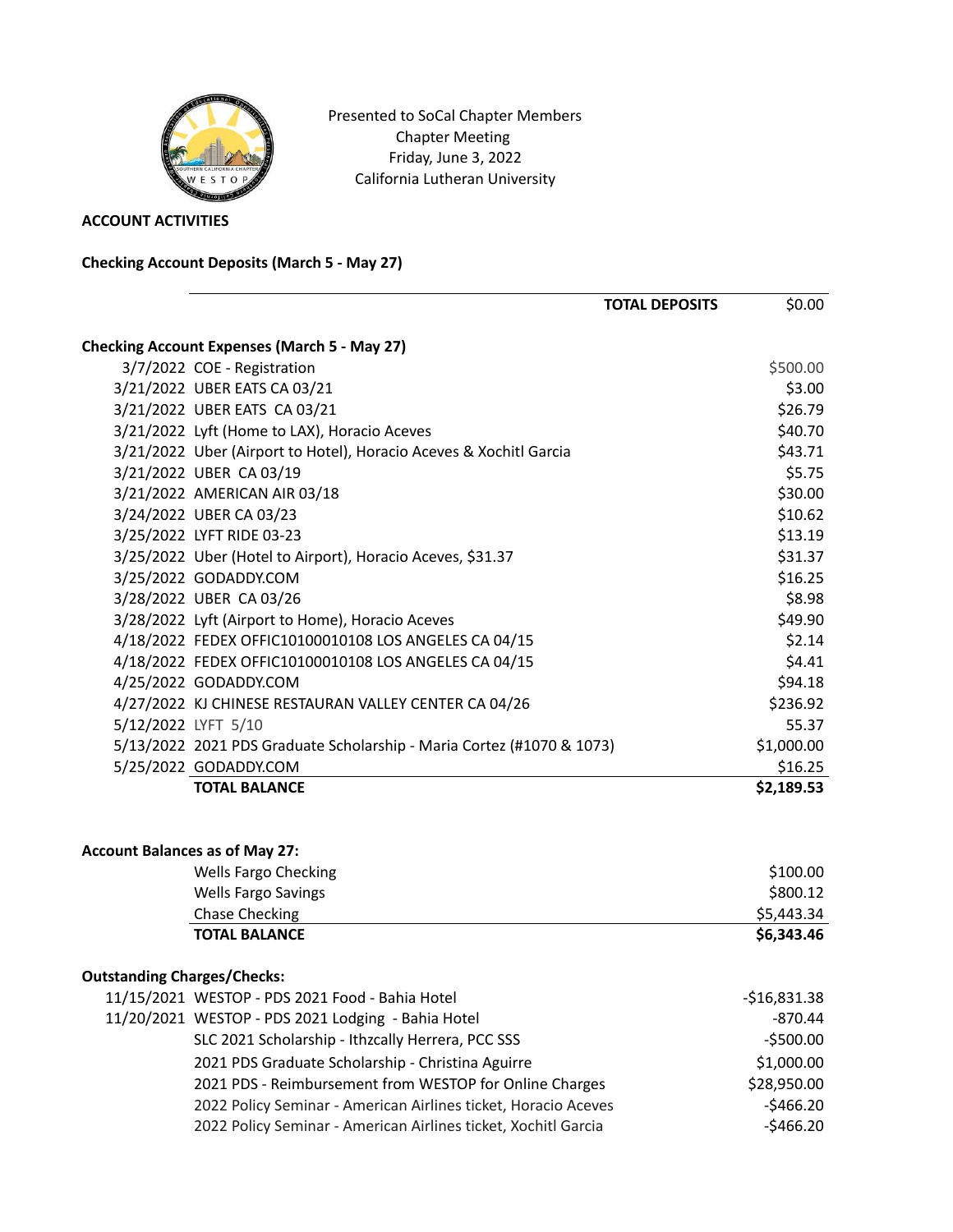Presented to SoCal Chapter Members
Chapter Meeting
Friday, June 3, 2022
California Lutheran University

**ACCOUNT ACTIVITIES**

**Checking Account Deposits (March 5 - May 27)**

| | | |
|---|---|---|
| | **TOTAL DEPOSITS** | $0.00 |

**Checking Account Expenses (March 5 - May 27)**

| Date | Description | Amount |
|---|---|---|
| 3/7/2022 | COE - Registration | $500.00 |
| 3/21/2022 | UBER EATS CA 03/21 | $3.00 |
| 3/21/2022 | UBER EATS CA 03/21 | $26.79 |
| 3/21/2022 | Lyft (Home to LAX), Horacio Aceves | $40.70 |
| 3/21/2022 | Uber (Airport to Hotel), Horacio Aceves & Xochitl Garcia | $43.71 |
| 3/21/2022 | UBER CA 03/19 | $5.75 |
| 3/21/2022 | AMERICAN AIR 03/18 | $30.00 |
| 3/24/2022 | UBER CA 03/23 | $10.62 |
| 3/25/2022 | LYFT RIDE 03-23 | $13.19 |
| 3/25/2022 | Uber (Hotel to Airport), Horacio Aceves, $31.37 | $31.37 |
| 3/25/2022 | GODADDY.COM | $16.25 |
| 3/28/2022 | UBER CA 03/26 | $8.98 |
| 3/28/2022 | Lyft (Airport to Home), Horacio Aceves | $49.90 |
| 4/18/2022 | FEDEX OFFIC10100010108 LOS ANGELES CA 04/15 | $2.14 |
| 4/18/2022 | FEDEX OFFIC10100010108 LOS ANGELES CA 04/15 | $4.41 |
| 4/25/2022 | GODADDY.COM | $94.18 |
| 4/27/2022 | KJ CHINESE RESTAURAN VALLEY CENTER CA 04/26 | $236.92 |
| 5/12/2022 | LYFT 5/10 | 55.37 |
| 5/13/2022 | 2021 PDS Graduate Scholarship - Maria Cortez (#1070 & 1073) | $1,000.00 |
| 5/25/2022 | GODADDY.COM | $16.25 |
| | **TOTAL BALANCE** | **$2,189.53** |

**Account Balances as of May 27:**

| Account | Balance |
|---|---|
| Wells Fargo Checking | $100.00 |
| Wells Fargo Savings | $800.12 |
| Chase Checking | $5,443.34 |
| **TOTAL BALANCE** | **$6,343.46** |

**Outstanding Charges/Checks:**

| Date | Description | Amount |
|---|---|---|
| 11/15/2021 | WESTOP - PDS 2021 Food - Bahia Hotel | -$16,831.38 |
| 11/20/2021 | WESTOP - PDS 2021 Lodging - Bahia Hotel | -870.44 |
| | SLC 2021 Scholarship - Ithzcally Herrera, PCC SSS | -$500.00 |
| | 2021 PDS Graduate Scholarship - Christina Aguirre | $1,000.00 |
| | 2021 PDS - Reimbursement from WESTOP for Online Charges | $28,950.00 |
| | 2022 Policy Seminar - American Airlines ticket, Horacio Aceves | -$466.20 |
| | 2022 Policy Seminar - American Airlines ticket, Xochitl Garcia | -$466.20 |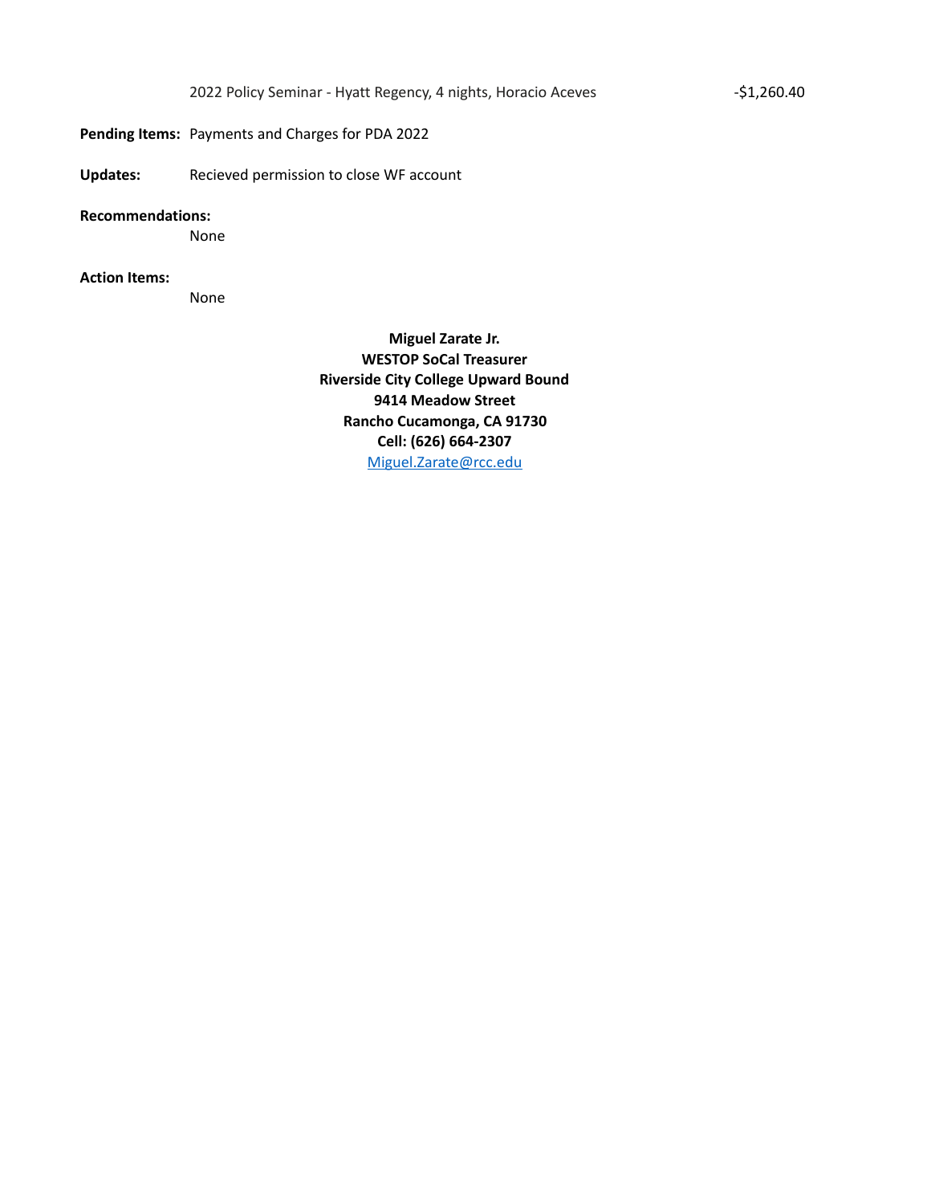| | |
|---|---|
| 2022 Policy Seminar - Hyatt Regency, 4 nights, Horacio Aceves | -$1,260.40 |

**Pending Items:** Payments and Charges for PDA 2022

**Updates:** Recieved permission to close WF account

**Recommendations:**

None

**Action Items:**

None

**Miguel Zarate Jr.**
**WESTOP SoCal Treasurer**
**Riverside City College Upward Bound**
**9414 Meadow Street**
**Rancho Cucamonga, CA 91730**
**Cell: (626) 664-2307**
Miguel.Zarate@rcc.edu